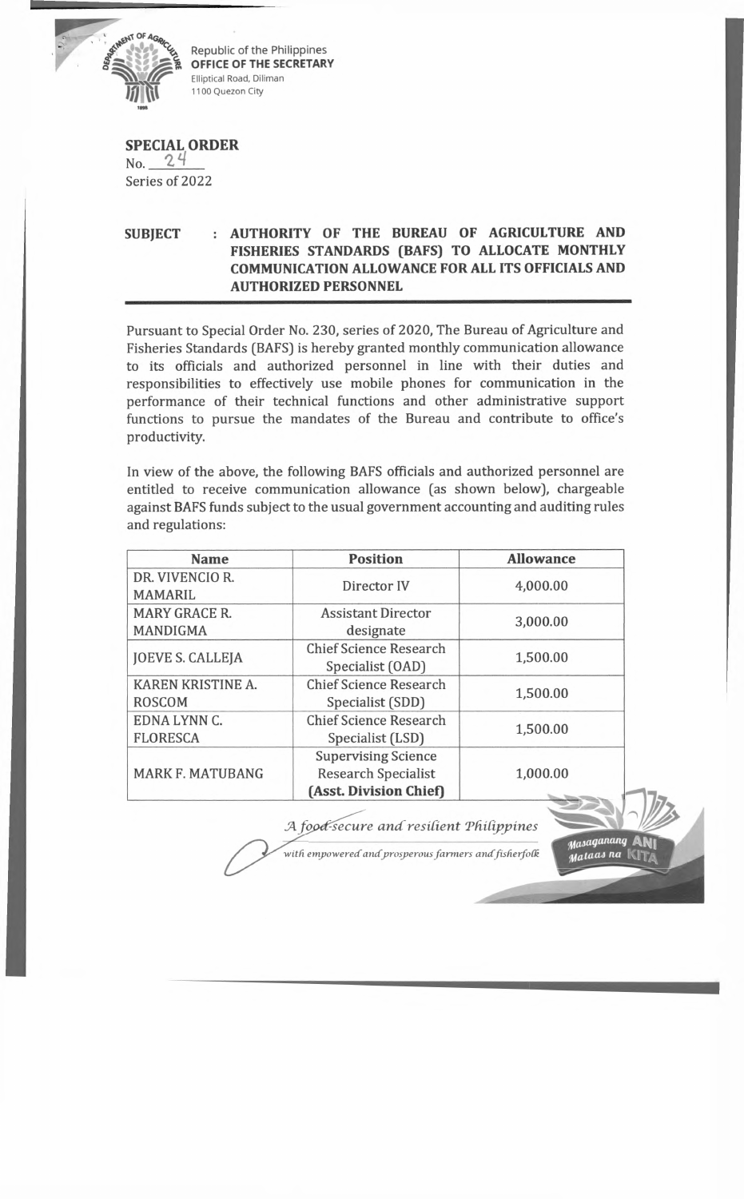Republic of the Philippines
**OFFICE OF THE SECRETARY**
Elliptical Road, Diliman
1100 Quezon City

**SPECIAL ORDER**
No. 24
Series of 2022

**SUBJECT : AUTHORITY OF THE BUREAU OF AGRICULTURE AND FISHERIES STANDARDS (BAFS) TO ALLOCATE MONTHLY COMMUNICATION ALLOWANCE FOR ALL ITS OFFICIALS AND AUTHORIZED PERSONNEL**

Pursuant to Special Order No. 230, series of 2020, The Bureau of Agriculture and Fisheries Standards (BAFS) is hereby granted monthly communication allowance to its officials and authorized personnel in line with their duties and responsibilities to effectively use mobile phones for communication in the performance of their technical functions and other administrative support functions to pursue the mandates of the Bureau and contribute to office's productivity.

In view of the above, the following BAFS officials and authorized personnel are entitled to receive communication allowance (as shown below), chargeable against BAFS funds subject to the usual government accounting and auditing rules and regulations:

| Name | Position | Allowance |
|---|---|---|
| DR. VIVENCIO R. MAMARIL | Director IV | 4,000.00 |
| MARY GRACE R. MANDIGMA | Assistant Director designate | 3,000.00 |
| JOEVE S. CALLEJA | Chief Science Research Specialist (OAD) | 1,500.00 |
| KAREN KRISTINE A. ROSCOM | Chief Science Research Specialist (SDD) | 1,500.00 |
| EDNA LYNN C. FLORESCA | Chief Science Research Specialist (LSD) | 1,500.00 |
| MARK F. MATUBANG | Supervising Science Research Specialist **(Asst. Division Chief)** | 1,000.00 |

*A food-secure and resilient Philippines*
*with empowered and prosperous farmers and fisherfolk*

Masaganang ANI Mataas na KITA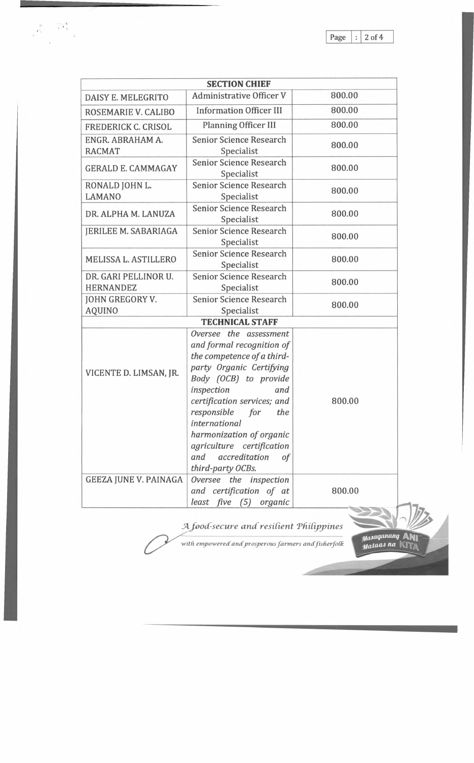| SECTION CHIEF | | |
|---|---|---|
| DAISY E. MELEGRITO | Administrative Officer V | 800.00 |
| ROSEMARIE V. CALIBO | Information Officer III | 800.00 |
| FREDERICK C. CRISOL | Planning Officer III | 800.00 |
| ENGR. ABRAHAM A. RACMAT | Senior Science Research Specialist | 800.00 |
| GERALD E. CAMMAGAY | Senior Science Research Specialist | 800.00 |
| RONALD JOHN L. LAMANO | Senior Science Research Specialist | 800.00 |
| DR. ALPHA M. LANUZA | Senior Science Research Specialist | 800.00 |
| JERILEE M. SABARIAGA | Senior Science Research Specialist | 800.00 |
| MELISSA L. ASTILLERO | Senior Science Research Specialist | 800.00 |
| DR. GARI PELLINOR U. HERNANDEZ | Senior Science Research Specialist | 800.00 |
| JOHN GREGORY V. AQUINO | Senior Science Research Specialist | 800.00 |
| **TECHNICAL STAFF** | | |
| VICENTE D. LIMSAN, JR. | *Oversee the assessment and formal recognition of the competence of a third-party Organic Certifying Body (OCB) to provide inspection and certification services; and responsible for the international harmonization of organic agriculture certification and accreditation of third-party OCBs.* | 800.00 |
| GEEZA JUNE V. PAINAGA | *Oversee the inspection and certification of at least five (5) organic* | 800.00 |

*A food-secure and resilient Philippines with empowered and prosperous farmers and fisherfolk*

Masaganang ANI Mataas na KITA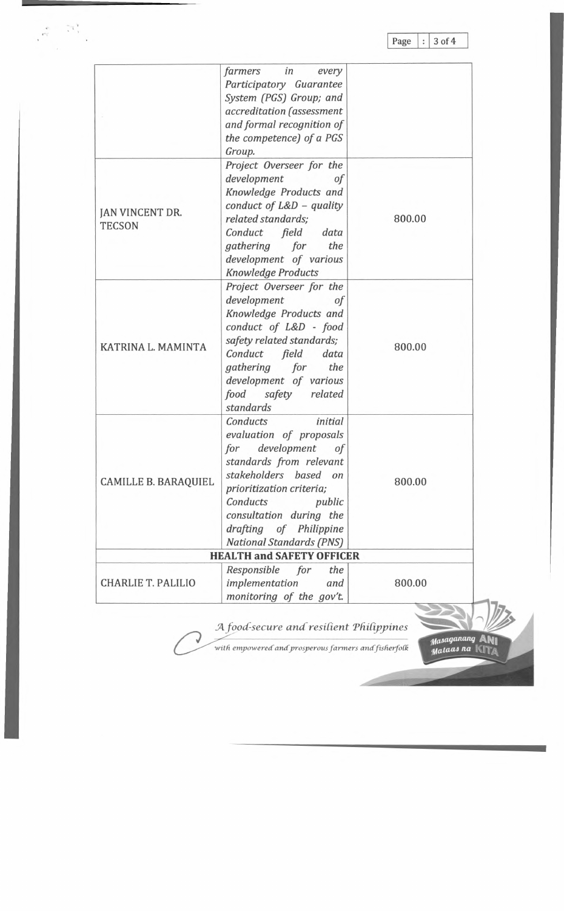| | | |
|---|---|---|
| | *farmers in every Participatory Guarantee System (PGS) Group; and accreditation (assessment and formal recognition of the competence) of a PGS Group.* | |
| JAN VINCENT DR. TECSON | *Project Overseer for the development of Knowledge Products and conduct of L&D – quality related standards; Conduct field data gathering for the development of various Knowledge Products* | 800.00 |
| KATRINA L. MAMINTA | *Project Overseer for the development of Knowledge Products and conduct of L&D - food safety related standards; Conduct field data gathering for the development of various food safety related standards* | 800.00 |
| CAMILLE B. BARAQUIEL | *Conducts initial evaluation of proposals for development of standards from relevant stakeholders based on prioritization criteria; Conducts public consultation during the drafting of Philippine National Standards (PNS)* | 800.00 |
| **HEALTH and SAFETY OFFICER** | | |
| CHARLIE T. PALILIO | *Responsible for the implementation and monitoring of the gov't.* | 800.00 |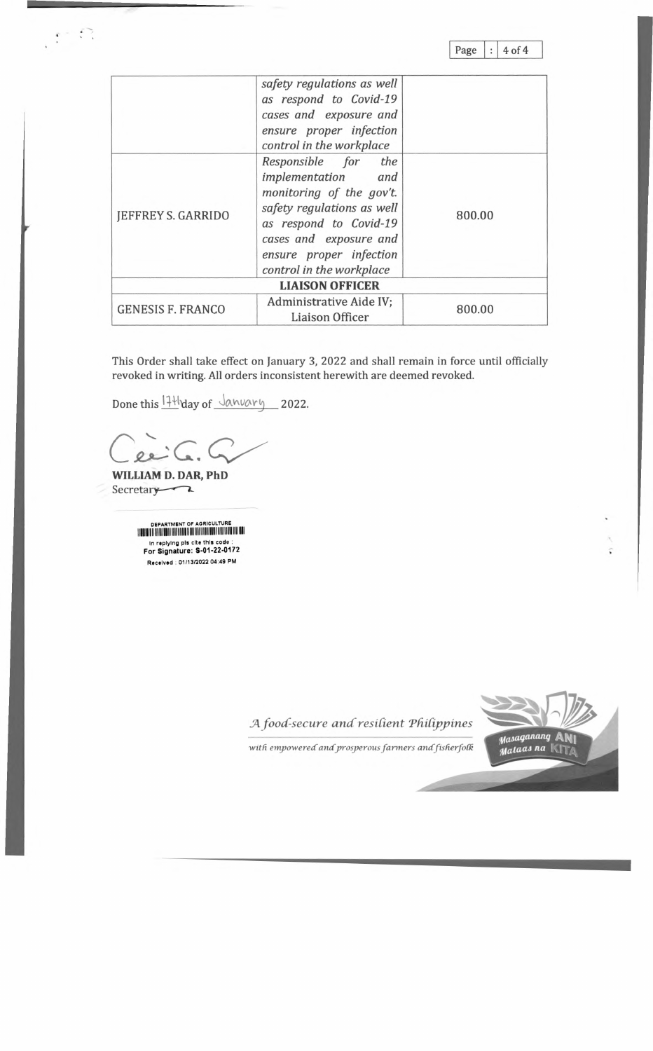| | | |
|---|---|---|
| | *safety regulations as well as respond to Covid-19 cases and exposure and ensure proper infection control in the workplace* | |
| JEFFREY S. GARRIDO | *Responsible for the implementation and monitoring of the gov't. safety regulations as well as respond to Covid-19 cases and exposure and ensure proper infection control in the workplace* | 800.00 |
| **LIAISON OFFICER** | | |
| GENESIS F. FRANCO | Administrative Aide IV; Liaison Officer | 800.00 |

This Order shall take effect on January 3, 2022 and shall remain in force until officially revoked in writing. All orders inconsistent herewith are deemed revoked.

Done this 17th day of January 2022.

**WILLIAM D. DAR, PhD**
Secretary

DEPARTMENT OF AGRICULTURE
In replying pls cite this code :
For Signature: S-01-22-0172
Received : 01/13/2022 04:49 PM

*A food-secure and resilient Philippines*

*with empowered and prosperous farmers and fisherfolk*

Masaganang ANI Mataas na KITA